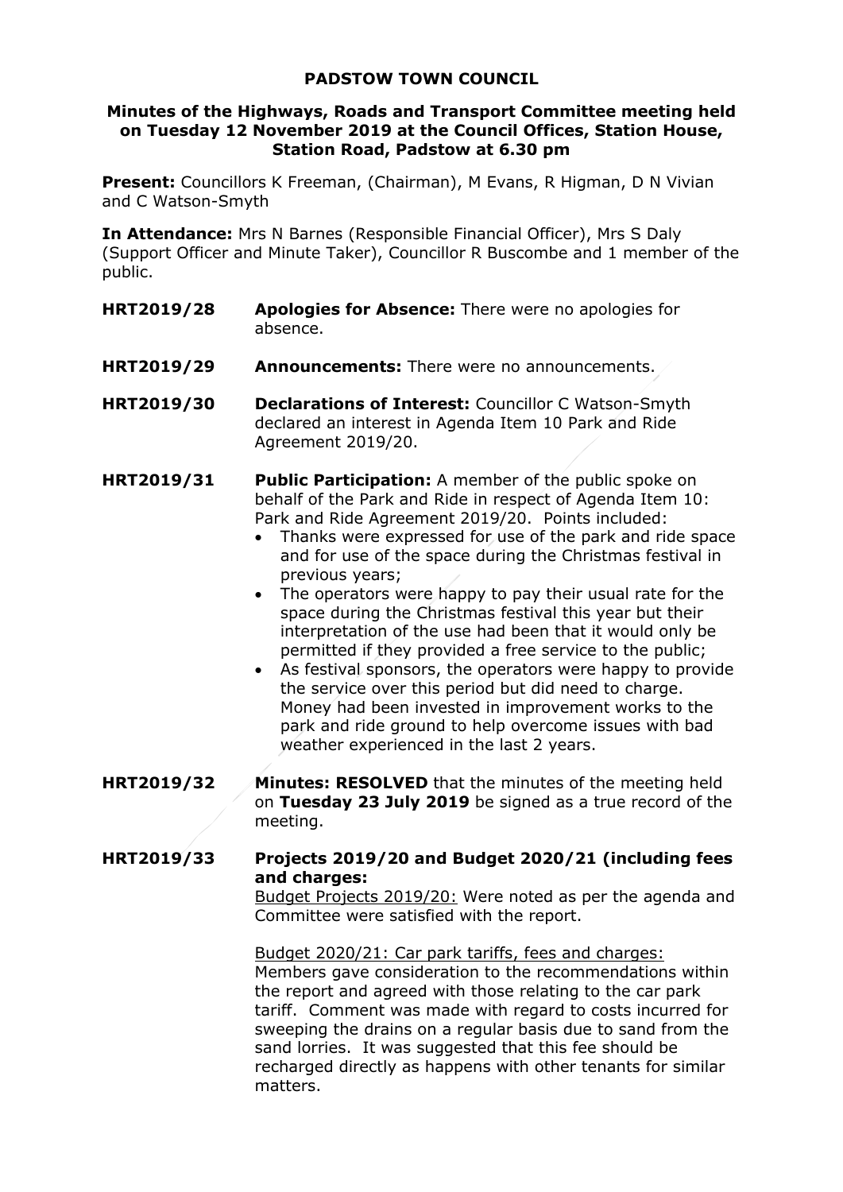# PADSTOW TOWN COUNCIL

## Minutes of the Highways, Roads and Transport Committee meeting held on Tuesday 12 November 2019 at the Council Offices, Station House, Station Road, Padstow at 6.30 pm

**Present:** Councillors K Freeman, (Chairman), M Evans, R Higman, D N Vivian and C Watson-Smyth

**In Attendance:** Mrs N Barnes (Responsible Financial Officer), Mrs S Daly (Support Officer and Minute Taker), Councillor R Buscombe and 1 member of the public.

**HRT2019/28** **Apologies for Absence:** There were no apologies for absence.

**HRT2019/29** **Announcements:** There were no announcements.

**HRT2019/30** **Declarations of Interest:** Councillor C Watson-Smyth declared an interest in Agenda Item 10 Park and Ride Agreement 2019/20.

**HRT2019/31** **Public Participation:** A member of the public spoke on behalf of the Park and Ride in respect of Agenda Item 10: Park and Ride Agreement 2019/20. Points included:

- Thanks were expressed for use of the park and ride space and for use of the space during the Christmas festival in previous years;
- The operators were happy to pay their usual rate for the space during the Christmas festival this year but their interpretation of the use had been that it would only be permitted if they provided a free service to the public;
- As festival sponsors, the operators were happy to provide the service over this period but did need to charge. Money had been invested in improvement works to the park and ride ground to help overcome issues with bad weather experienced in the last 2 years.

**HRT2019/32** **Minutes: RESOLVED** that the minutes of the meeting held on **Tuesday 23 July 2019** be signed as a true record of the meeting.

**HRT2019/33** **Projects 2019/20 and Budget 2020/21 (including fees and charges:**

Budget Projects 2019/20: Were noted as per the agenda and Committee were satisfied with the report.

Budget 2020/21: Car park tariffs, fees and charges: Members gave consideration to the recommendations within the report and agreed with those relating to the car park tariff. Comment was made with regard to costs incurred for sweeping the drains on a regular basis due to sand from the sand lorries. It was suggested that this fee should be recharged directly as happens with other tenants for similar matters.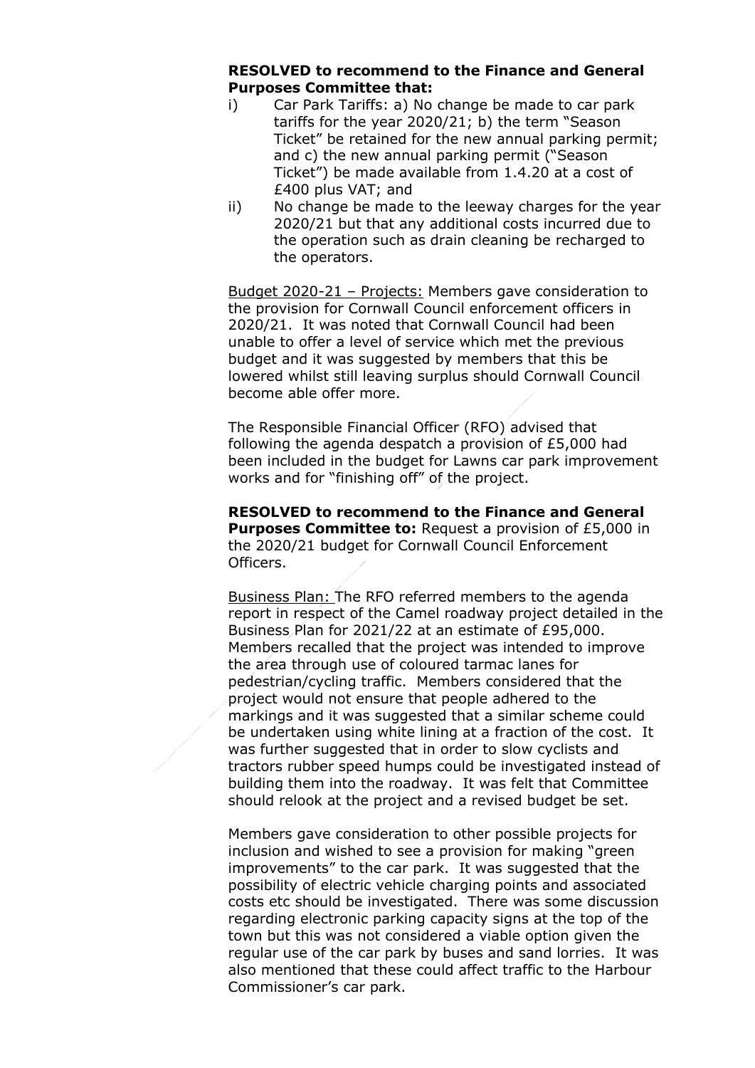**RESOLVED to recommend to the Finance and General Purposes Committee that:**

i) Car Park Tariffs: a) No change be made to car park tariffs for the year 2020/21; b) the term "Season Ticket" be retained for the new annual parking permit; and c) the new annual parking permit ("Season Ticket") be made available from 1.4.20 at a cost of £400 plus VAT; and

ii) No change be made to the leeway charges for the year 2020/21 but that any additional costs incurred due to the operation such as drain cleaning be recharged to the operators.

Budget 2020-21 – Projects: Members gave consideration to the provision for Cornwall Council enforcement officers in 2020/21. It was noted that Cornwall Council had been unable to offer a level of service which met the previous budget and it was suggested by members that this be lowered whilst still leaving surplus should Cornwall Council become able offer more.

The Responsible Financial Officer (RFO) advised that following the agenda despatch a provision of £5,000 had been included in the budget for Lawns car park improvement works and for "finishing off" of the project.

**RESOLVED to recommend to the Finance and General Purposes Committee to:** Request a provision of £5,000 in the 2020/21 budget for Cornwall Council Enforcement Officers.

Business Plan: The RFO referred members to the agenda report in respect of the Camel roadway project detailed in the Business Plan for 2021/22 at an estimate of £95,000. Members recalled that the project was intended to improve the area through use of coloured tarmac lanes for pedestrian/cycling traffic. Members considered that the project would not ensure that people adhered to the markings and it was suggested that a similar scheme could be undertaken using white lining at a fraction of the cost. It was further suggested that in order to slow cyclists and tractors rubber speed humps could be investigated instead of building them into the roadway. It was felt that Committee should relook at the project and a revised budget be set.

Members gave consideration to other possible projects for inclusion and wished to see a provision for making "green improvements" to the car park. It was suggested that the possibility of electric vehicle charging points and associated costs etc should be investigated. There was some discussion regarding electronic parking capacity signs at the top of the town but this was not considered a viable option given the regular use of the car park by buses and sand lorries. It was also mentioned that these could affect traffic to the Harbour Commissioner's car park.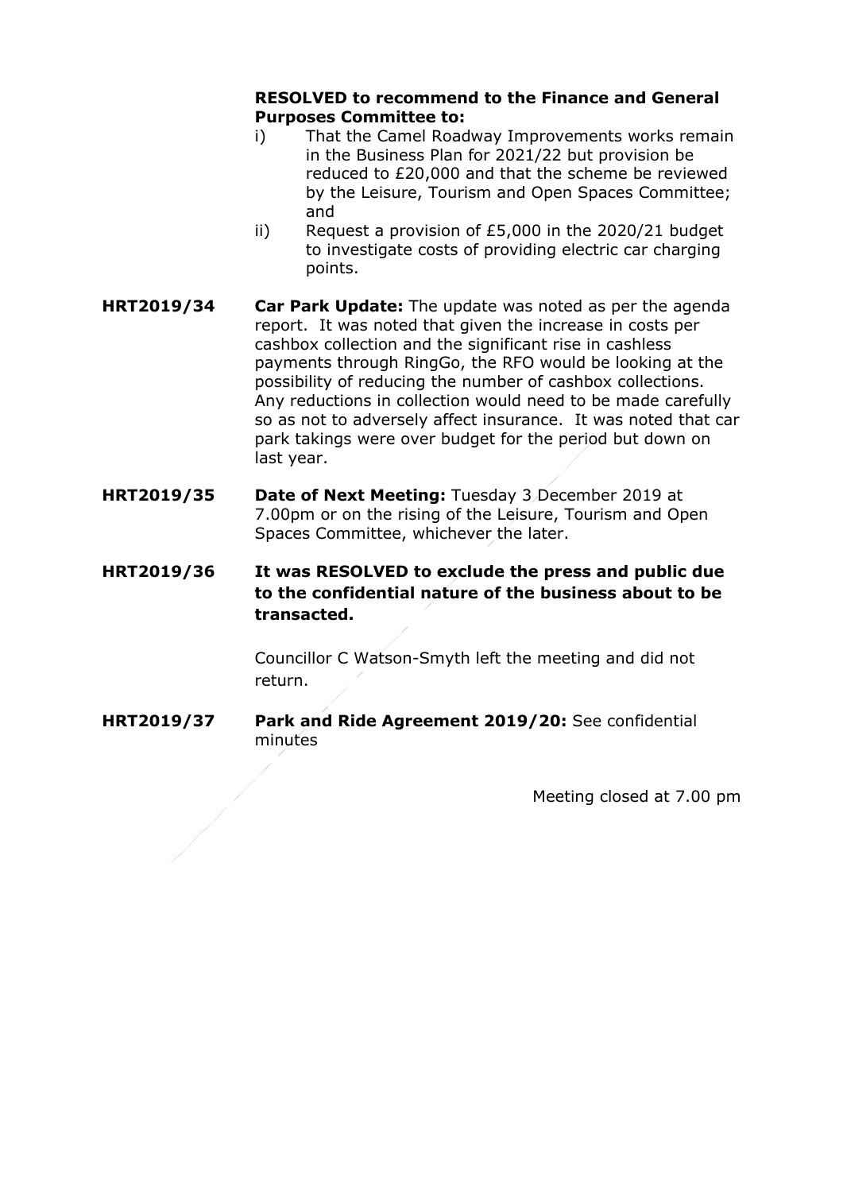**RESOLVED to recommend to the Finance and General Purposes Committee to:**

i) That the Camel Roadway Improvements works remain in the Business Plan for 2021/22 but provision be reduced to £20,000 and that the scheme be reviewed by the Leisure, Tourism and Open Spaces Committee; and

ii) Request a provision of £5,000 in the 2020/21 budget to investigate costs of providing electric car charging points.

**HRT2019/34** **Car Park Update:** The update was noted as per the agenda report. It was noted that given the increase in costs per cashbox collection and the significant rise in cashless payments through RingGo, the RFO would be looking at the possibility of reducing the number of cashbox collections. Any reductions in collection would need to be made carefully so as not to adversely affect insurance. It was noted that car park takings were over budget for the period but down on last year.

**HRT2019/35** **Date of Next Meeting:** Tuesday 3 December 2019 at 7.00pm or on the rising of the Leisure, Tourism and Open Spaces Committee, whichever the later.

**HRT2019/36** **It was RESOLVED to exclude the press and public due to the confidential nature of the business about to be transacted.**

Councillor C Watson-Smyth left the meeting and did not return.

**HRT2019/37** **Park and Ride Agreement 2019/20:** See confidential minutes

Meeting closed at 7.00 pm